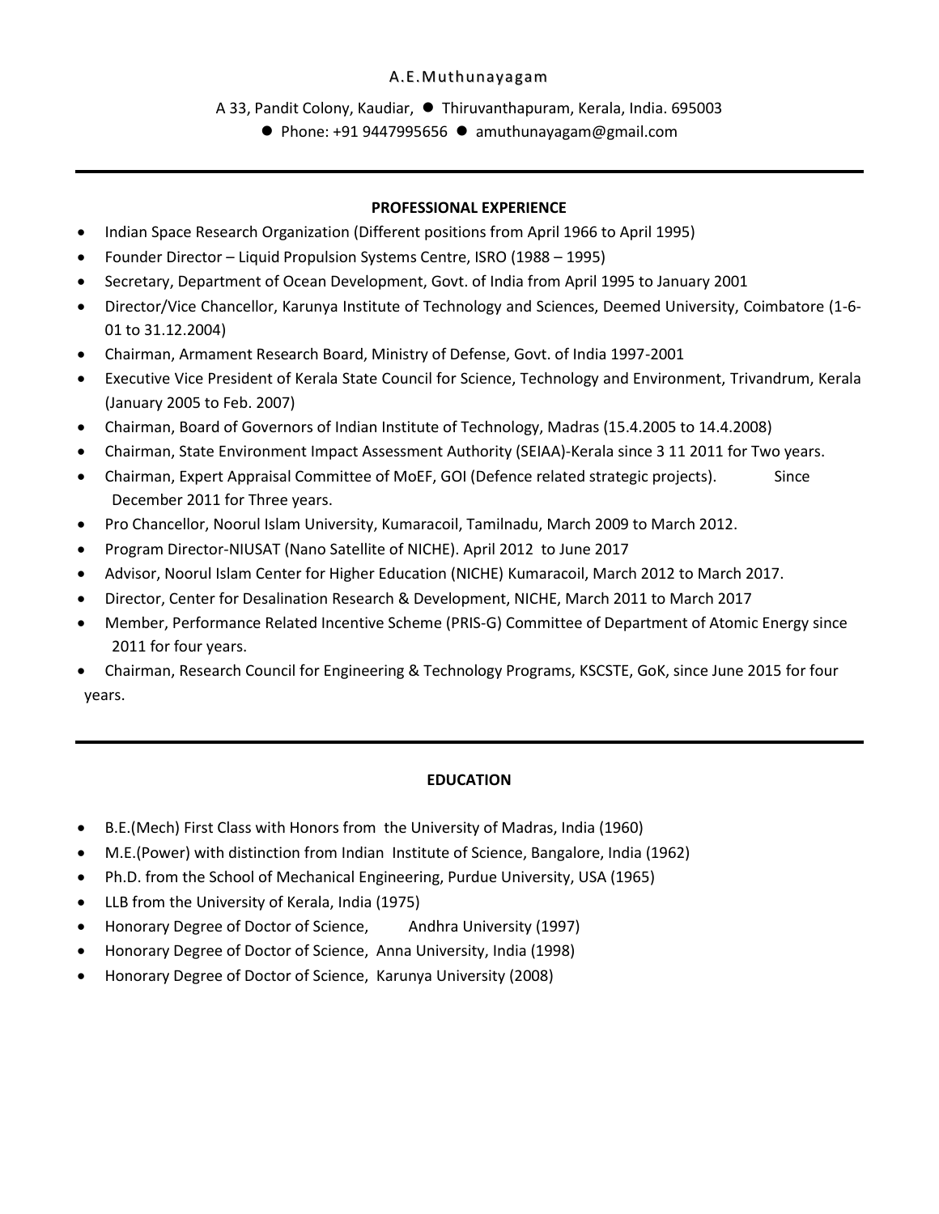# A.E.Muthunayagam

A 33, Pandit Colony, Kaudiar, ● Thiruvanthapuram, Kerala, India. 695003

● Phone: +91 9447995656 ● amuthunayagam@gmail.com

---

## PROFESSIONAL EXPERIENCE

- Indian Space Research Organization (Different positions from April 1966 to April 1995)
- Founder Director – Liquid Propulsion Systems Centre, ISRO (1988 – 1995)
- Secretary, Department of Ocean Development, Govt. of India from April 1995 to January 2001
- Director/Vice Chancellor, Karunya Institute of Technology and Sciences, Deemed University, Coimbatore (1-6-01 to 31.12.2004)
- Chairman, Armament Research Board, Ministry of Defense, Govt. of India 1997-2001
- Executive Vice President of Kerala State Council for Science, Technology and Environment, Trivandrum, Kerala (January 2005 to Feb. 2007)
- Chairman, Board of Governors of Indian Institute of Technology, Madras (15.4.2005 to 14.4.2008)
- Chairman, State Environment Impact Assessment Authority (SEIAA)-Kerala since 3 11 2011 for Two years.
- Chairman, Expert Appraisal Committee of MoEF, GOI (Defence related strategic projects). Since December 2011 for Three years.
- Pro Chancellor, Noorul Islam University, Kumaracoil, Tamilnadu, March 2009 to March 2012.
- Program Director-NIUSAT (Nano Satellite of NICHE). April 2012 to June 2017
- Advisor, Noorul Islam Center for Higher Education (NICHE) Kumaracoil, March 2012 to March 2017.
- Director, Center for Desalination Research & Development, NICHE, March 2011 to March 2017
- Member, Performance Related Incentive Scheme (PRIS-G) Committee of Department of Atomic Energy since 2011 for four years.
- Chairman, Research Council for Engineering & Technology Programs, KSCSTE, GoK, since June 2015 for four years.

---

## EDUCATION

- B.E.(Mech) First Class with Honors from the University of Madras, India (1960)
- M.E.(Power) with distinction from Indian Institute of Science, Bangalore, India (1962)
- Ph.D. from the School of Mechanical Engineering, Purdue University, USA (1965)
- LLB from the University of Kerala, India (1975)
- Honorary Degree of Doctor of Science, Andhra University (1997)
- Honorary Degree of Doctor of Science, Anna University, India (1998)
- Honorary Degree of Doctor of Science, Karunya University (2008)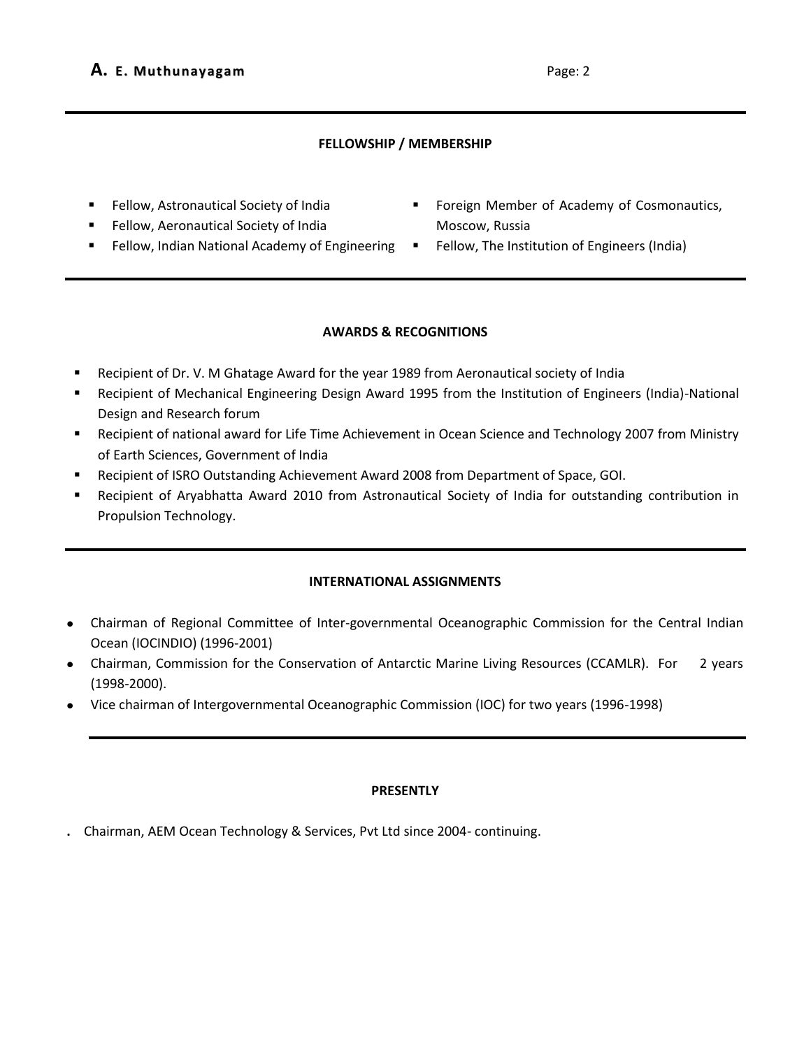## FELLOWSHIP / MEMBERSHIP

- Fellow, Astronautical Society of India
- Fellow, Aeronautical Society of India
- Fellow, Indian National Academy of Engineering
- Foreign Member of Academy of Cosmonautics, Moscow, Russia
- Fellow, The Institution of Engineers (India)

## AWARDS & RECOGNITIONS

- Recipient of Dr. V. M Ghatage Award for the year 1989 from Aeronautical society of India
- Recipient of Mechanical Engineering Design Award 1995 from the Institution of Engineers (India)-National Design and Research forum
- Recipient of national award for Life Time Achievement in Ocean Science and Technology 2007 from Ministry of Earth Sciences, Government of India
- Recipient of ISRO Outstanding Achievement Award 2008 from Department of Space, GOI.
- Recipient of Aryabhatta Award 2010 from Astronautical Society of India for outstanding contribution in Propulsion Technology.

## INTERNATIONAL ASSIGNMENTS

- Chairman of Regional Committee of Inter-governmental Oceanographic Commission for the Central Indian Ocean (IOCINDIO) (1996-2001)
- Chairman, Commission for the Conservation of Antarctic Marine Living Resources (CCAMLR). For 2 years (1998-2000).
- Vice chairman of Intergovernmental Oceanographic Commission (IOC) for two years (1996-1998)

## PRESENTLY

- Chairman, AEM Ocean Technology & Services, Pvt Ltd since 2004- continuing.